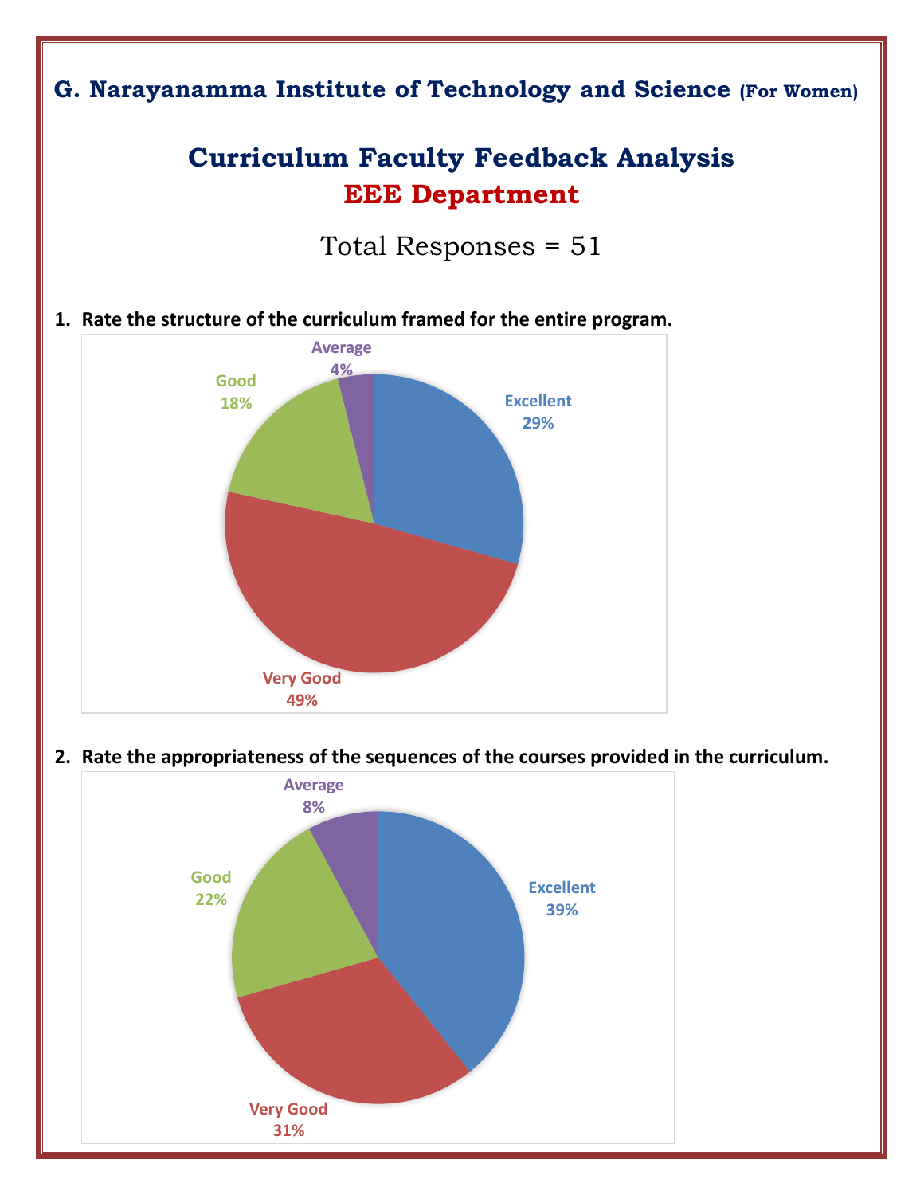## G. Narayanamma Institute of Technology and Science (For Women)

# Curriculum Faculty Feedback Analysis

## EEE Department

Total Responses = 51

**1. Rate the structure of the curriculum framed for the entire program.**

Average 4%

Good 18%

Excellent 29%

Very Good 49%

**2. Rate the appropriateness of the sequences of the courses provided in the curriculum.**

Average 8%

Good 22%

Excellent 39%

Very Good 31%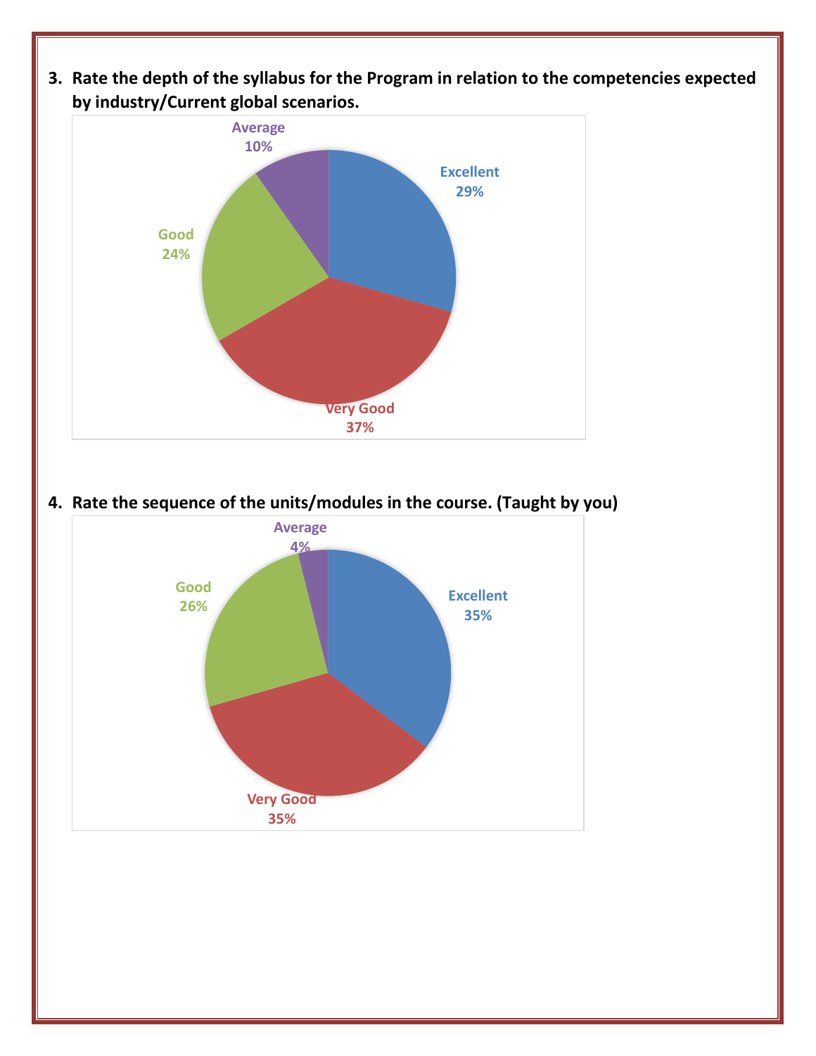3. **Rate the depth of the syllabus for the Program in relation to the competencies expected by industry/Current global scenarios.**

| Rating | Percentage |
|---|---|
| Excellent | 29% |
| Very Good | 37% |
| Good | 24% |
| Average | 10% |

4. **Rate the sequence of the units/modules in the course. (Taught by you)**

| Rating | Percentage |
|---|---|
| Excellent | 35% |
| Very Good | 35% |
| Good | 26% |
| Average | 4% |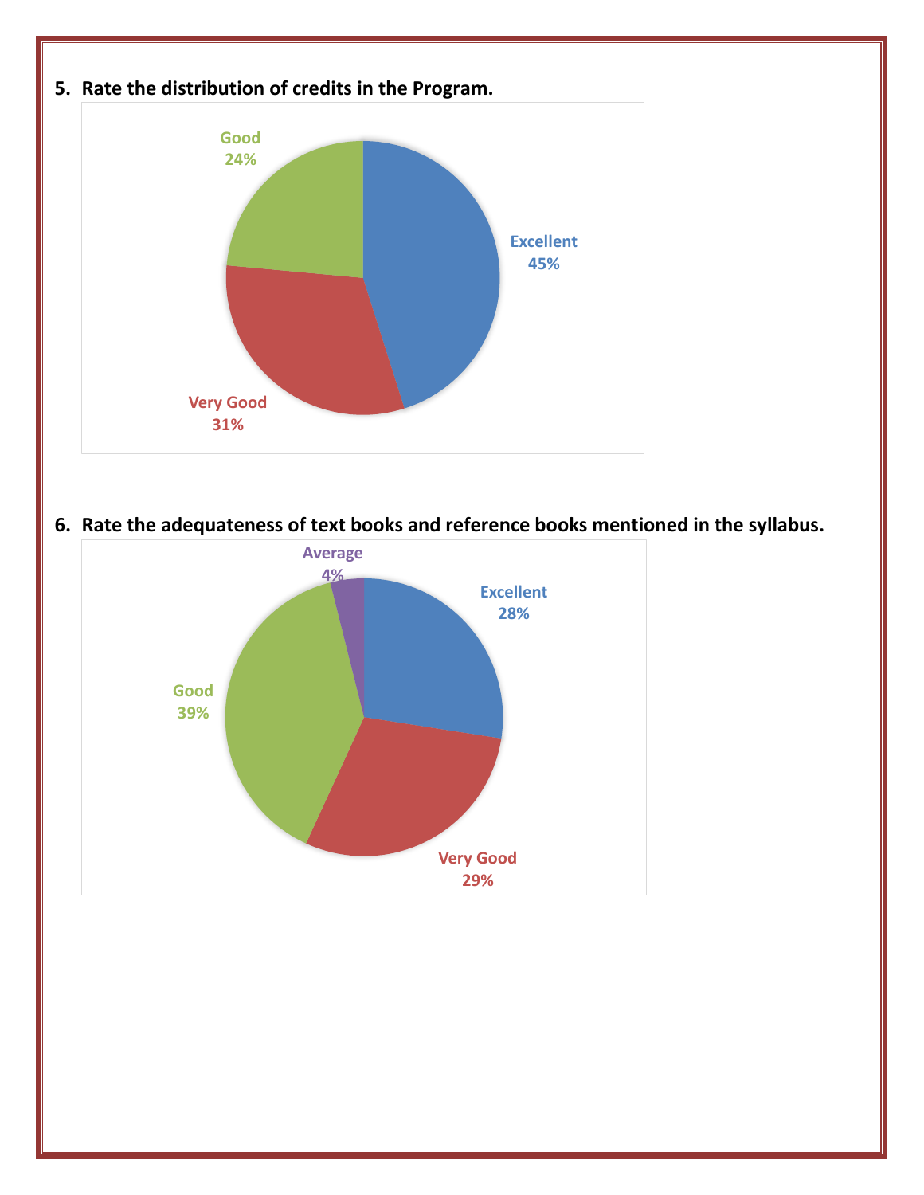5. **Rate the distribution of credits in the Program.**

Good 24%

Excellent 45%

Very Good 31%

6. **Rate the adequateness of text books and reference books mentioned in the syllabus.**

Average 4%

Excellent 28%

Good 39%

Very Good 29%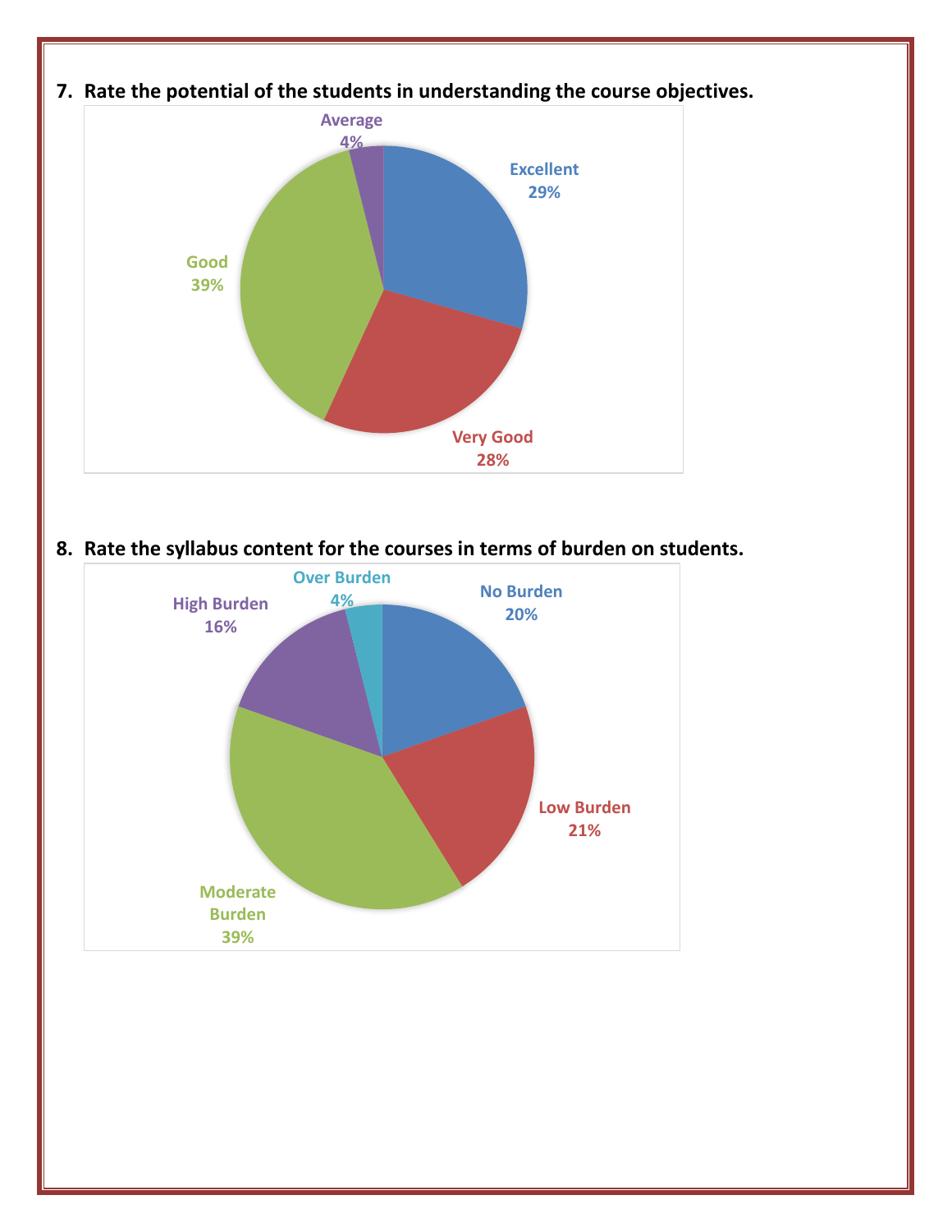7. **Rate the potential of the students in understanding the course objectives.**

Average 4%

Excellent 29%

Good 39%

Very Good 28%

8. **Rate the syllabus content for the courses in terms of burden on students.**

Over Burden 4%

No Burden 20%

High Burden 16%

Low Burden 21%

Moderate Burden 39%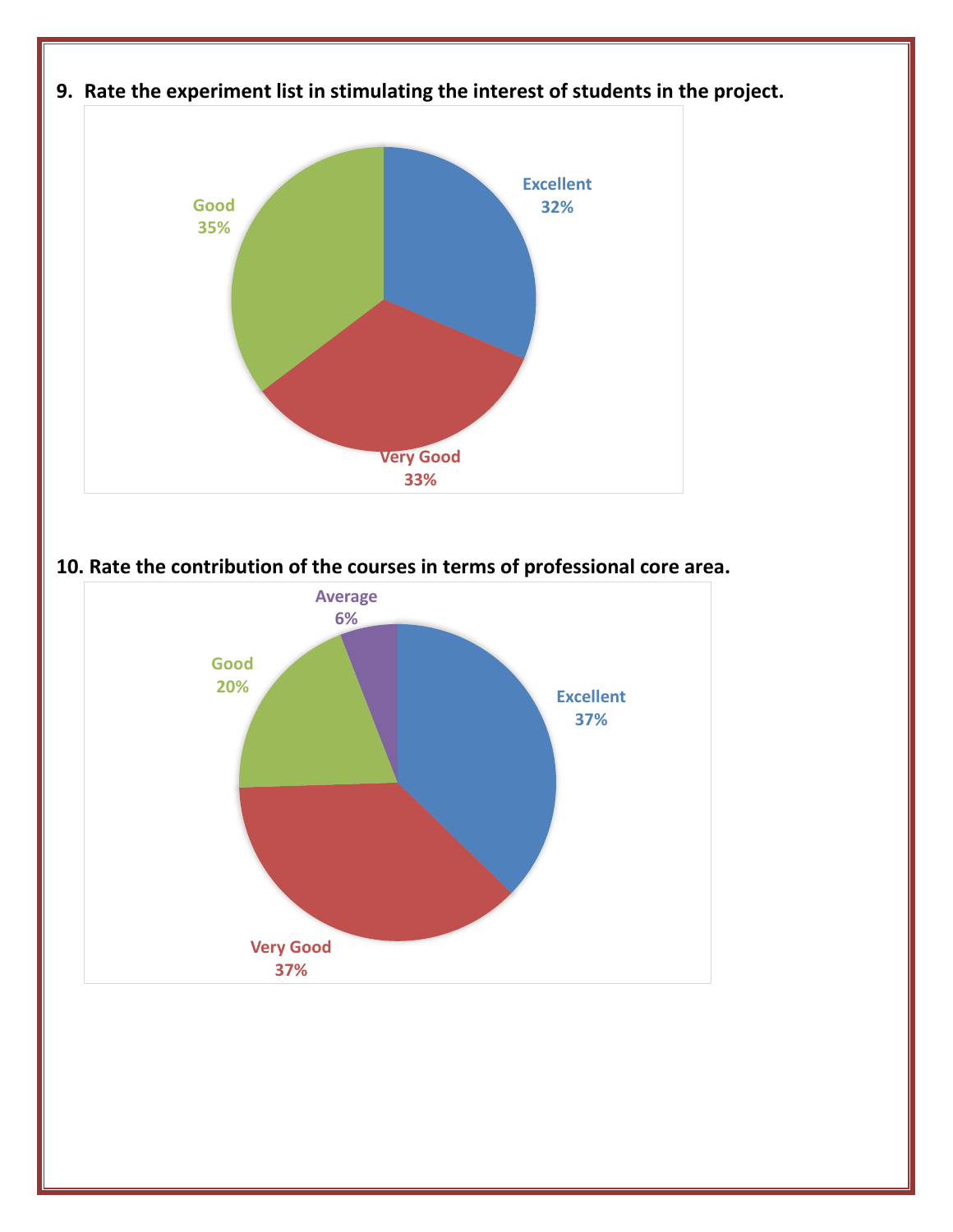**9. Rate the experiment list in stimulating the interest of students in the project.**

Excellent 32%

Very Good 33%

Good 35%

**10. Rate the contribution of the courses in terms of professional core area.**

Excellent 37%

Very Good 37%

Good 20%

Average 6%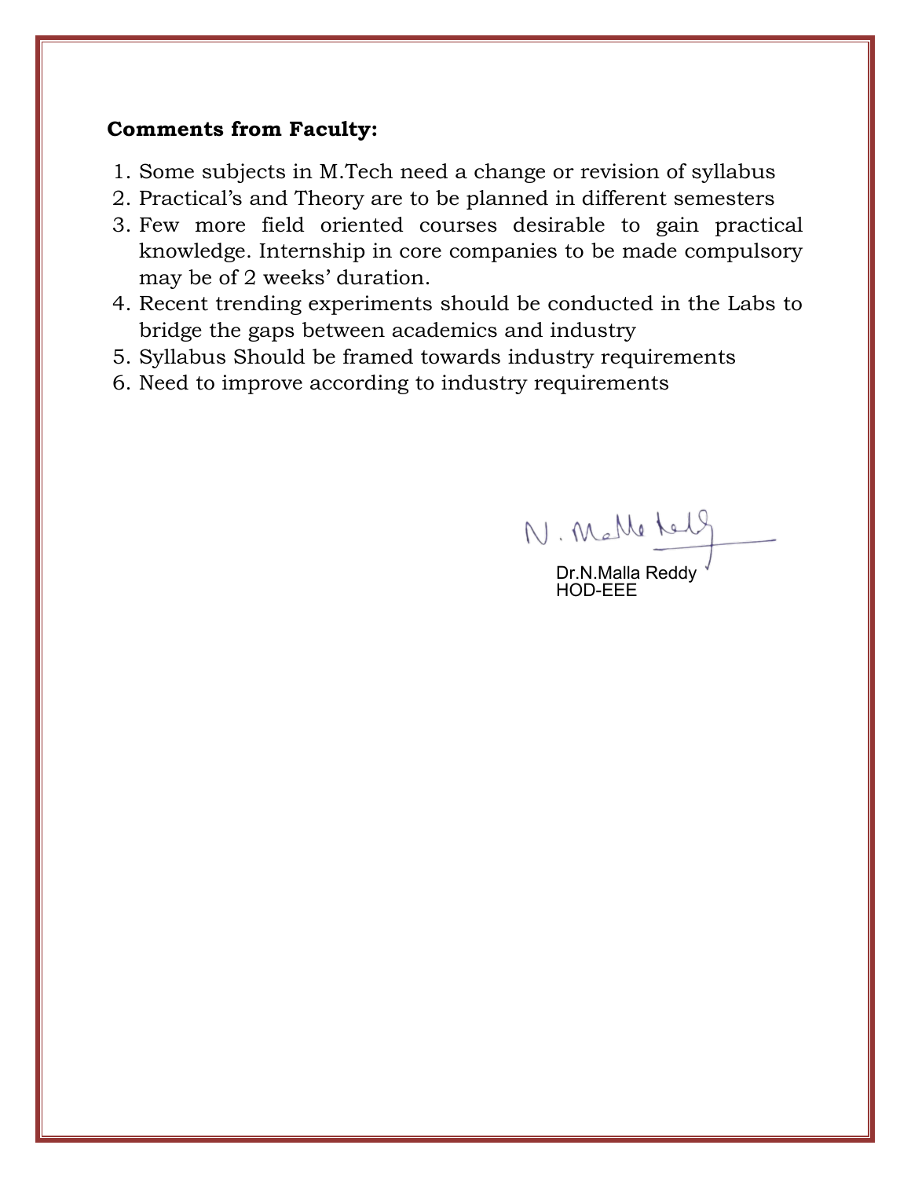**Comments from Faculty:**

1. Some subjects in M.Tech need a change or revision of syllabus
2. Practical's and Theory are to be planned in different semesters
3. Few more field oriented courses desirable to gain practical knowledge. Internship in core companies to be made compulsory may be of 2 weeks' duration.
4. Recent trending experiments should be conducted in the Labs to bridge the gaps between academics and industry
5. Syllabus Should be framed towards industry requirements
6. Need to improve according to industry requirements

Dr.N.Malla Reddy
HOD-EEE